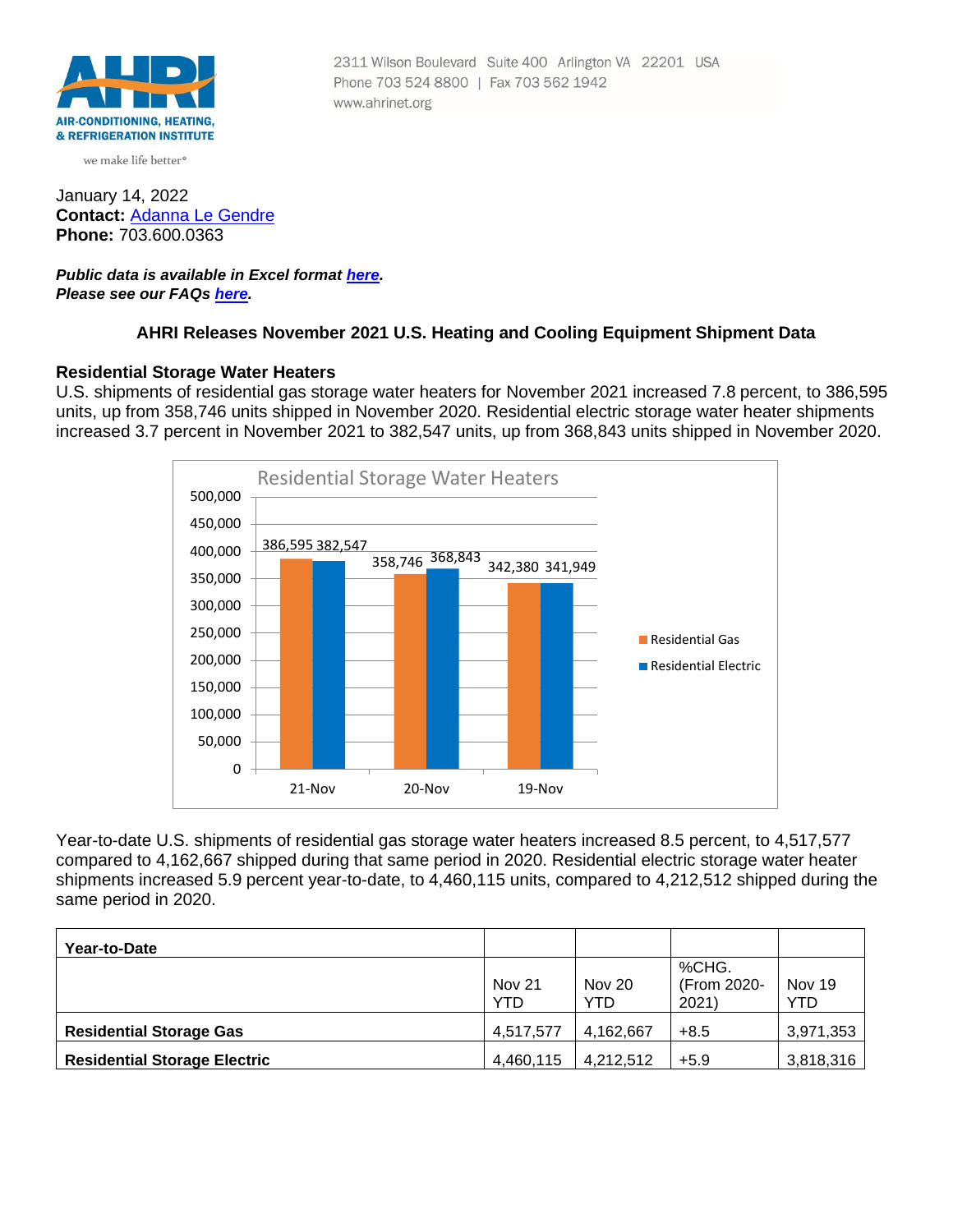AIR-CONDITIONING, HEATING, & REFRIGERATION INSTITUTE

we make life better®

2311 Wilson Boulevard Suite 400 Arlington VA 22201 USA
Phone 703 524 8800 | Fax 703 562 1942
www.ahrinet.org

January 14, 2022
**Contact:** Adanna Le Gendre
**Phone:** 703.600.0363

***Public data is available in Excel format here.***
***Please see our FAQs here.***

## AHRI Releases November 2021 U.S. Heating and Cooling Equipment Shipment Data

### Residential Storage Water Heaters

U.S. shipments of residential gas storage water heaters for November 2021 increased 7.8 percent, to 386,595 units, up from 358,746 units shipped in November 2020. Residential electric storage water heater shipments increased 3.7 percent in November 2021 to 382,547 units, up from 368,843 units shipped in November 2020.

Residential Storage Water Heaters

| | Residential Gas | Residential Electric |
|---|---|---|
| 21-Nov | 386,595 | 382,547 |
| 20-Nov | 358,746 | 368,843 |
| 19-Nov | 342,380 | 341,949 |

Year-to-date U.S. shipments of residential gas storage water heaters increased 8.5 percent, to 4,517,577 compared to 4,162,667 shipped during that same period in 2020. Residential electric storage water heater shipments increased 5.9 percent year-to-date, to 4,460,115 units, compared to 4,212,512 shipped during the same period in 2020.

| **Year-to-Date** | | | | |
|---|---|---|---|---|
| | Nov 21 YTD | Nov 20 YTD | %CHG. (From 2020-2021) | Nov 19 YTD |
| **Residential Storage Gas** | 4,517,577 | 4,162,667 | +8.5 | 3,971,353 |
| **Residential Storage Electric** | 4,460,115 | 4,212,512 | +5.9 | 3,818,316 |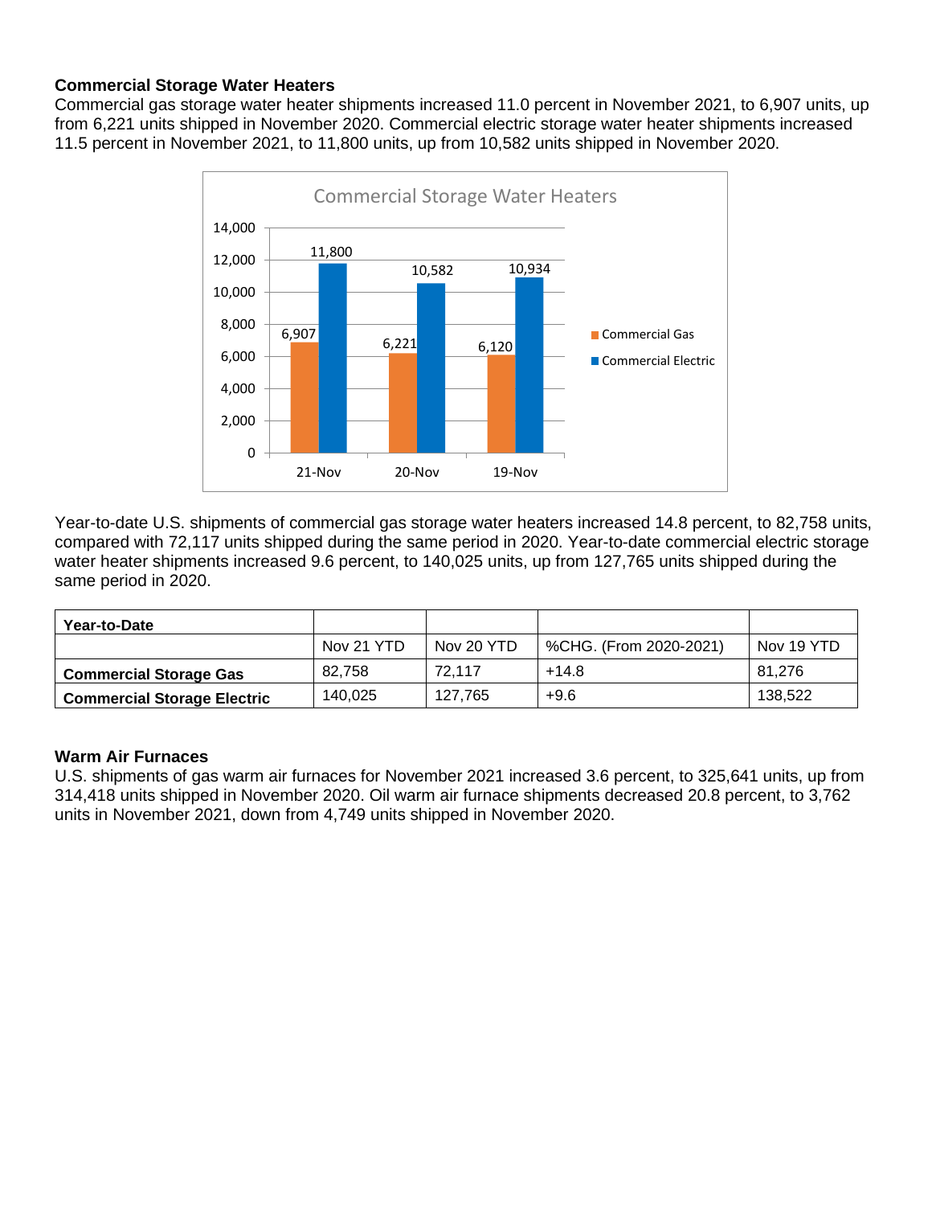### Commercial Storage Water Heaters

Commercial gas storage water heater shipments increased 11.0 percent in November 2021, to 6,907 units, up from 6,221 units shipped in November 2020. Commercial electric storage water heater shipments increased 11.5 percent in November 2021, to 11,800 units, up from 10,582 units shipped in November 2020.

Year-to-date U.S. shipments of commercial gas storage water heaters increased 14.8 percent, to 82,758 units, compared with 72,117 units shipped during the same period in 2020. Year-to-date commercial electric storage water heater shipments increased 9.6 percent, to 140,025 units, up from 127,765 units shipped during the same period in 2020.

| **Year-to-Date** | | | | |
|---|---|---|---|---|
| | Nov 21 YTD | Nov 20 YTD | %CHG. (From 2020-2021) | Nov 19 YTD |
| **Commercial Storage Gas** | 82,758 | 72,117 | +14.8 | 81,276 |
| **Commercial Storage Electric** | 140,025 | 127,765 | +9.6 | 138,522 |

### Warm Air Furnaces

U.S. shipments of gas warm air furnaces for November 2021 increased 3.6 percent, to 325,641 units, up from 314,418 units shipped in November 2020. Oil warm air furnace shipments decreased 20.8 percent, to 3,762 units in November 2021, down from 4,749 units shipped in November 2020.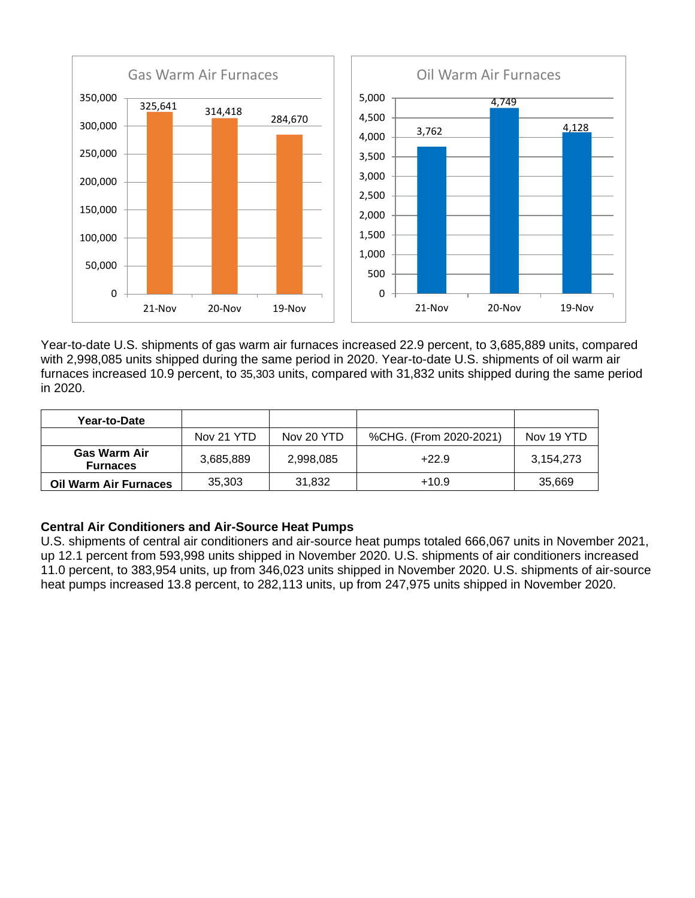**Gas Warm Air Furnaces**

| | 21-Nov | 20-Nov | 19-Nov |
|---|---|---|---|
| Gas Warm Air Furnaces | 325,641 | 314,418 | 284,670 |

**Oil Warm Air Furnaces**

| | 21-Nov | 20-Nov | 19-Nov |
|---|---|---|---|
| Oil Warm Air Furnaces | 3,762 | 4,749 | 4,128 |

Year-to-date U.S. shipments of gas warm air furnaces increased 22.9 percent, to 3,685,889 units, compared with 2,998,085 units shipped during the same period in 2020. Year-to-date U.S. shipments of oil warm air furnaces increased 10.9 percent, to 35,303 units, compared with 31,832 units shipped during the same period in 2020.

| Year-to-Date | | | | |
|---|---|---|---|---|
| | Nov 21 YTD | Nov 20 YTD | %CHG. (From 2020-2021) | Nov 19 YTD |
| **Gas Warm Air Furnaces** | 3,685,889 | 2,998,085 | +22.9 | 3,154,273 |
| **Oil Warm Air Furnaces** | 35,303 | 31,832 | +10.9 | 35,669 |

**Central Air Conditioners and Air-Source Heat Pumps**

U.S. shipments of central air conditioners and air-source heat pumps totaled 666,067 units in November 2021, up 12.1 percent from 593,998 units shipped in November 2020. U.S. shipments of air conditioners increased 11.0 percent, to 383,954 units, up from 346,023 units shipped in November 2020. U.S. shipments of air-source heat pumps increased 13.8 percent, to 282,113 units, up from 247,975 units shipped in November 2020.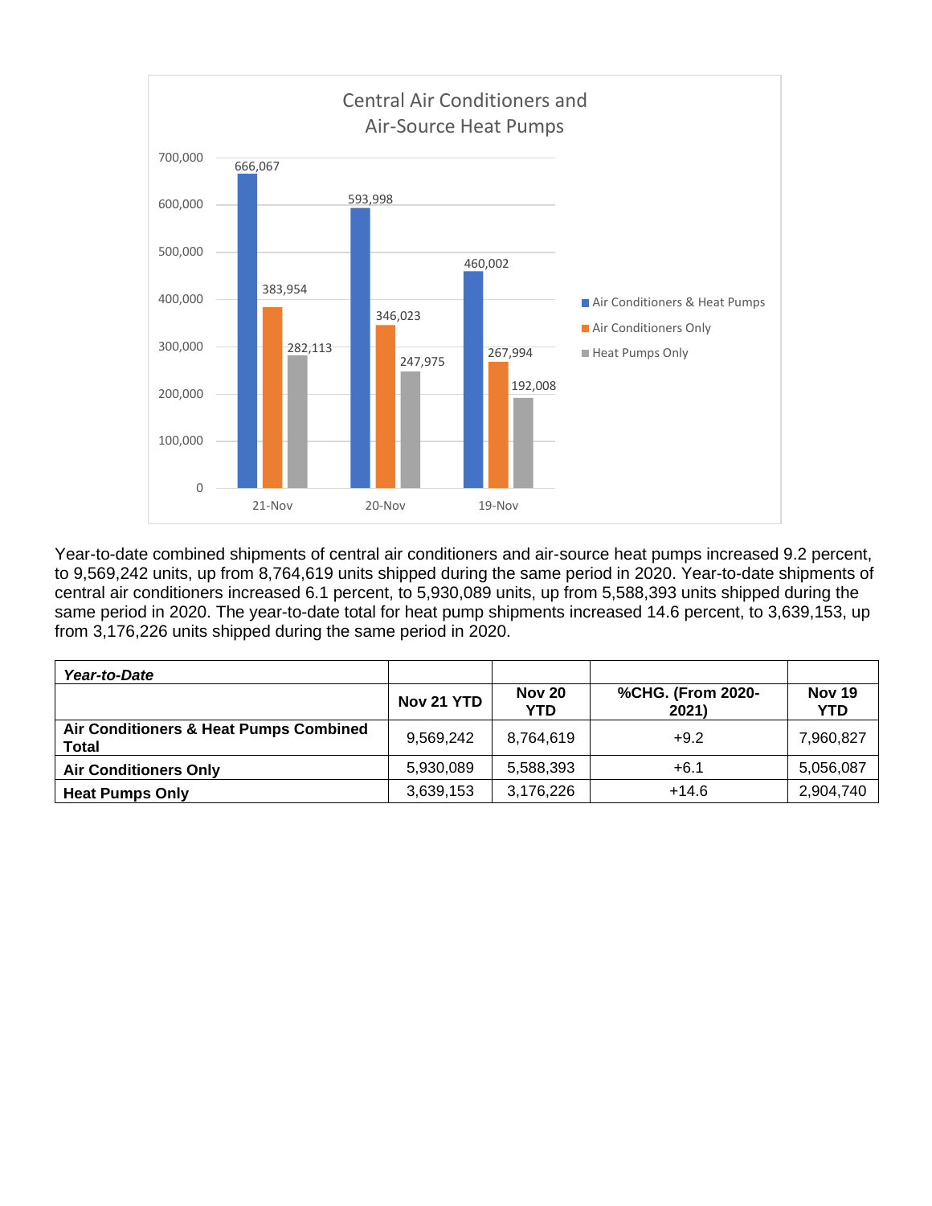Central Air Conditioners and Air-Source Heat Pumps

| | 21-Nov | 20-Nov | 19-Nov |
|---|---|---|---|
| Air Conditioners & Heat Pumps | 666,067 | 593,998 | 460,002 |
| Air Conditioners Only | 383,954 | 346,023 | 267,994 |
| Heat Pumps Only | 282,113 | 247,975 | 192,008 |

Year-to-date combined shipments of central air conditioners and air-source heat pumps increased 9.2 percent, to 9,569,242 units, up from 8,764,619 units shipped during the same period in 2020. Year-to-date shipments of central air conditioners increased 6.1 percent, to 5,930,089 units, up from 5,588,393 units shipped during the same period in 2020. The year-to-date total for heat pump shipments increased 14.6 percent, to 3,639,153, up from 3,176,226 units shipped during the same period in 2020.

| ***Year-to-Date*** | | | | |
|---|---|---|---|---|
| | **Nov 21 YTD** | **Nov 20 YTD** | **%CHG. (From 2020-2021)** | **Nov 19 YTD** |
| **Air Conditioners & Heat Pumps Combined Total** | 9,569,242 | 8,764,619 | +9.2 | 7,960,827 |
| **Air Conditioners Only** | 5,930,089 | 5,588,393 | +6.1 | 5,056,087 |
| **Heat Pumps Only** | 3,639,153 | 3,176,226 | +14.6 | 2,904,740 |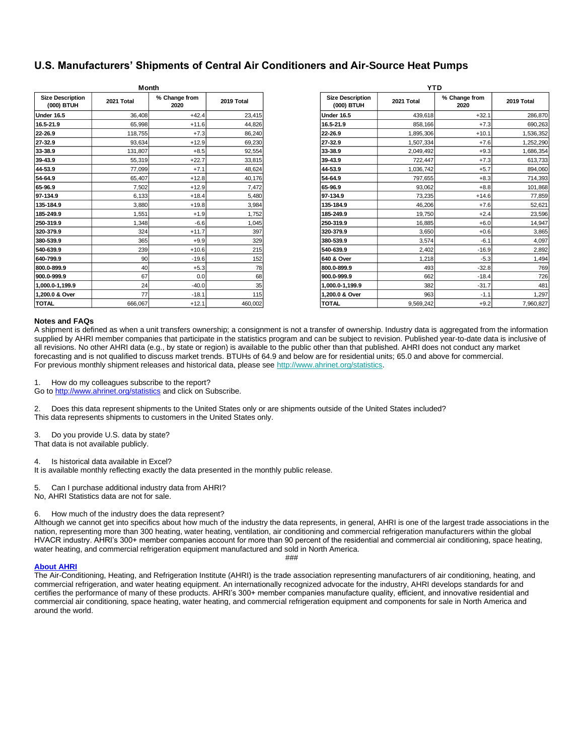# U.S. Manufacturers' Shipments of Central Air Conditioners and Air-Source Heat Pumps

**Month**

| Size Description (000) BTUH | 2021 Total | % Change from 2020 | 2019 Total |
|---|---|---|---|
| **Under 16.5** | 36,408 | +42.4 | 23,415 |
| **16.5-21.9** | 65,998 | +11.6 | 44,826 |
| **22-26.9** | 118,755 | +7.3 | 86,240 |
| **27-32.9** | 93,634 | +12.9 | 69,230 |
| **33-38.9** | 131,807 | +8.5 | 92,554 |
| **39-43.9** | 55,319 | +22.7 | 33,815 |
| **44-53.9** | 77,099 | +7.1 | 48,624 |
| **54-64.9** | 65,407 | +12.8 | 40,176 |
| **65-96.9** | 7,502 | +12.9 | 7,472 |
| **97-134.9** | 6,133 | +18.4 | 5,480 |
| **135-184.9** | 3,880 | +19.8 | 3,984 |
| **185-249.9** | 1,551 | +1.9 | 1,752 |
| **250-319.9** | 1,348 | -6.6 | 1,045 |
| **320-379.9** | 324 | +11.7 | 397 |
| **380-539.9** | 365 | +9.9 | 329 |
| **540-639.9** | 239 | +10.6 | 215 |
| **640-799.9** | 90 | -19.6 | 152 |
| **800.0-899.9** | 40 | +5.3 | 78 |
| **900.0-999.9** | 67 | 0.0 | 68 |
| **1,000.0-1,199.9** | 24 | -40.0 | 35 |
| **1,200.0 & Over** | 77 | -18.1 | 115 |
| **TOTAL** | 666,067 | +12.1 | 460,002 |

**YTD**

| Size Description (000) BTUH | 2021 Total | % Change from 2020 | 2019 Total |
|---|---|---|---|
| **Under 16.5** | 439,618 | +32.1 | 286,870 |
| **16.5-21.9** | 858,166 | +7.3 | 690,263 |
| **22-26.9** | 1,895,306 | +10.1 | 1,536,352 |
| **27-32.9** | 1,507,334 | +7.6 | 1,252,290 |
| **33-38.9** | 2,049,492 | +9.3 | 1,686,354 |
| **39-43.9** | 722,447 | +7.3 | 613,733 |
| **44-53.9** | 1,036,742 | +5.7 | 894,060 |
| **54-64.9** | 797,655 | +8.3 | 714,393 |
| **65-96.9** | 93,062 | +8.8 | 101,868 |
| **97-134.9** | 73,235 | +14.6 | 77,859 |
| **135-184.9** | 46,206 | +7.6 | 52,621 |
| **185-249.9** | 19,750 | +2.4 | 23,596 |
| **250-319.9** | 16,885 | +6.0 | 14,947 |
| **320-379.9** | 3,650 | +0.6 | 3,865 |
| **380-539.9** | 3,574 | -6.1 | 4,097 |
| **540-639.9** | 2,402 | -16.9 | 2,892 |
| **640 & Over** | 1,218 | -5.3 | 1,494 |
| **800.0-899.9** | 493 | -32.8 | 769 |
| **900.0-999.9** | 662 | -18.4 | 726 |
| **1,000.0-1,199.9** | 382 | -31.7 | 481 |
| **1,200.0 & Over** | 963 | -1.1 | 1,297 |
| **TOTAL** | 9,569,242 | +9.2 | 7,960,827 |

**Notes and FAQs**

A shipment is defined as when a unit transfers ownership; a consignment is not a transfer of ownership. Industry data is aggregated from the information supplied by AHRI member companies that participate in the statistics program and can be subject to revision. Published year-to-date data is inclusive of all revisions. No other AHRI data (e.g., by state or region) is available to the public other than that published. AHRI does not conduct any market forecasting and is not qualified to discuss market trends. BTUHs of 64.9 and below are for residential units; 65.0 and above for commercial. For previous monthly shipment releases and historical data, please see http://www.ahrinet.org/statistics.

1. How do my colleagues subscribe to the report?

Go to http://www.ahrinet.org/statistics and click on Subscribe.

2. Does this data represent shipments to the United States only or are shipments outside of the United States included?

This data represents shipments to customers in the United States only.

3. Do you provide U.S. data by state?

That data is not available publicly.

4. Is historical data available in Excel?

It is available monthly reflecting exactly the data presented in the monthly public release.

5. Can I purchase additional industry data from AHRI?

No, AHRI Statistics data are not for sale.

6. How much of the industry does the data represent?

Although we cannot get into specifics about how much of the industry the data represents, in general, AHRI is one of the largest trade associations in the nation, representing more than 300 heating, water heating, ventilation, air conditioning and commercial refrigeration manufacturers within the global HVACR industry. AHRI's 300+ member companies account for more than 90 percent of the residential and commercial air conditioning, space heating, water heating, and commercial refrigeration equipment manufactured and sold in North America.

###

**About AHRI**

The Air-Conditioning, Heating, and Refrigeration Institute (AHRI) is the trade association representing manufacturers of air conditioning, heating, and commercial refrigeration, and water heating equipment. An internationally recognized advocate for the industry, AHRI develops standards for and certifies the performance of many of these products. AHRI's 300+ member companies manufacture quality, efficient, and innovative residential and commercial air conditioning, space heating, water heating, and commercial refrigeration equipment and components for sale in North America and around the world.